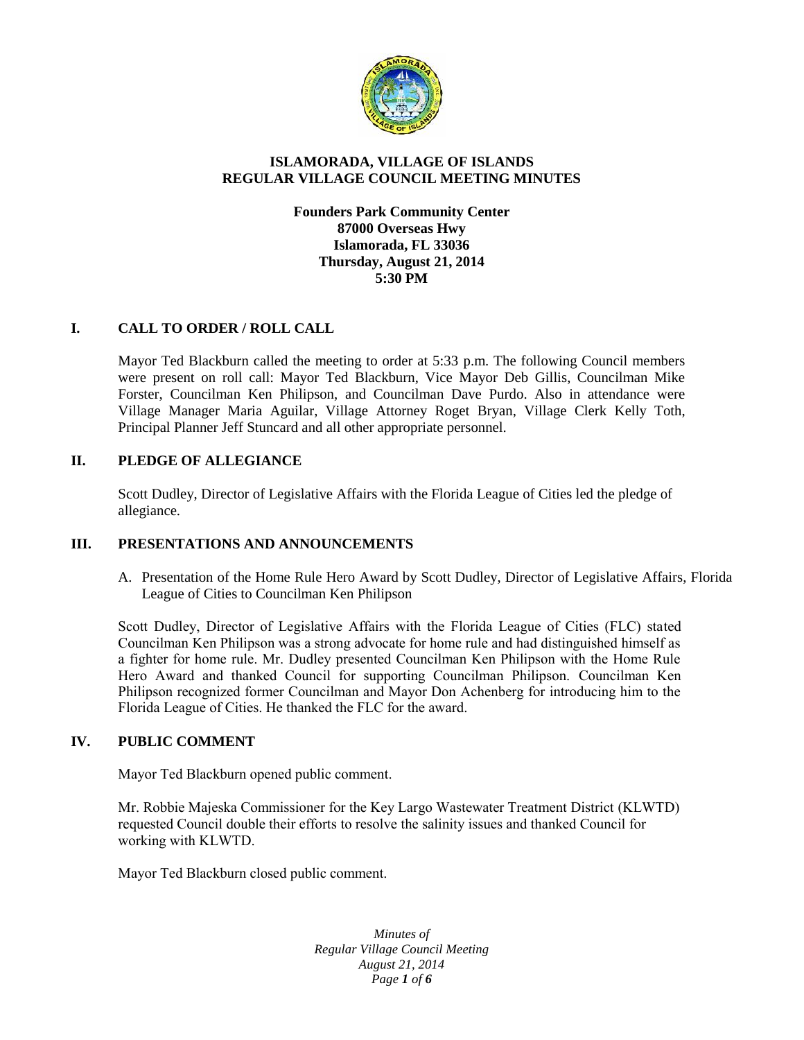# ISLAMORADA, VILLAGE OF ISLANDS
# REGULAR VILLAGE COUNCIL MEETING MINUTES

**Founders Park Community Center**
**87000 Overseas Hwy**
**Islamorada, FL 33036**
**Thursday, August 21, 2014**
**5:30 PM**

## I. CALL TO ORDER / ROLL CALL

Mayor Ted Blackburn called the meeting to order at 5:33 p.m. The following Council members were present on roll call: Mayor Ted Blackburn, Vice Mayor Deb Gillis, Councilman Mike Forster, Councilman Ken Philipson, and Councilman Dave Purdo. Also in attendance were Village Manager Maria Aguilar, Village Attorney Roget Bryan, Village Clerk Kelly Toth, Principal Planner Jeff Stuncard and all other appropriate personnel.

## II. PLEDGE OF ALLEGIANCE

Scott Dudley, Director of Legislative Affairs with the Florida League of Cities led the pledge of allegiance.

## III. PRESENTATIONS AND ANNOUNCEMENTS

A. Presentation of the Home Rule Hero Award by Scott Dudley, Director of Legislative Affairs, Florida League of Cities to Councilman Ken Philipson

Scott Dudley, Director of Legislative Affairs with the Florida League of Cities (FLC) stated Councilman Ken Philipson was a strong advocate for home rule and had distinguished himself as a fighter for home rule. Mr. Dudley presented Councilman Ken Philipson with the Home Rule Hero Award and thanked Council for supporting Councilman Philipson. Councilman Ken Philipson recognized former Councilman and Mayor Don Achenberg for introducing him to the Florida League of Cities. He thanked the FLC for the award.

## IV. PUBLIC COMMENT

Mayor Ted Blackburn opened public comment.

Mr. Robbie Majeska Commissioner for the Key Largo Wastewater Treatment District (KLWTD) requested Council double their efforts to resolve the salinity issues and thanked Council for working with KLWTD.

Mayor Ted Blackburn closed public comment.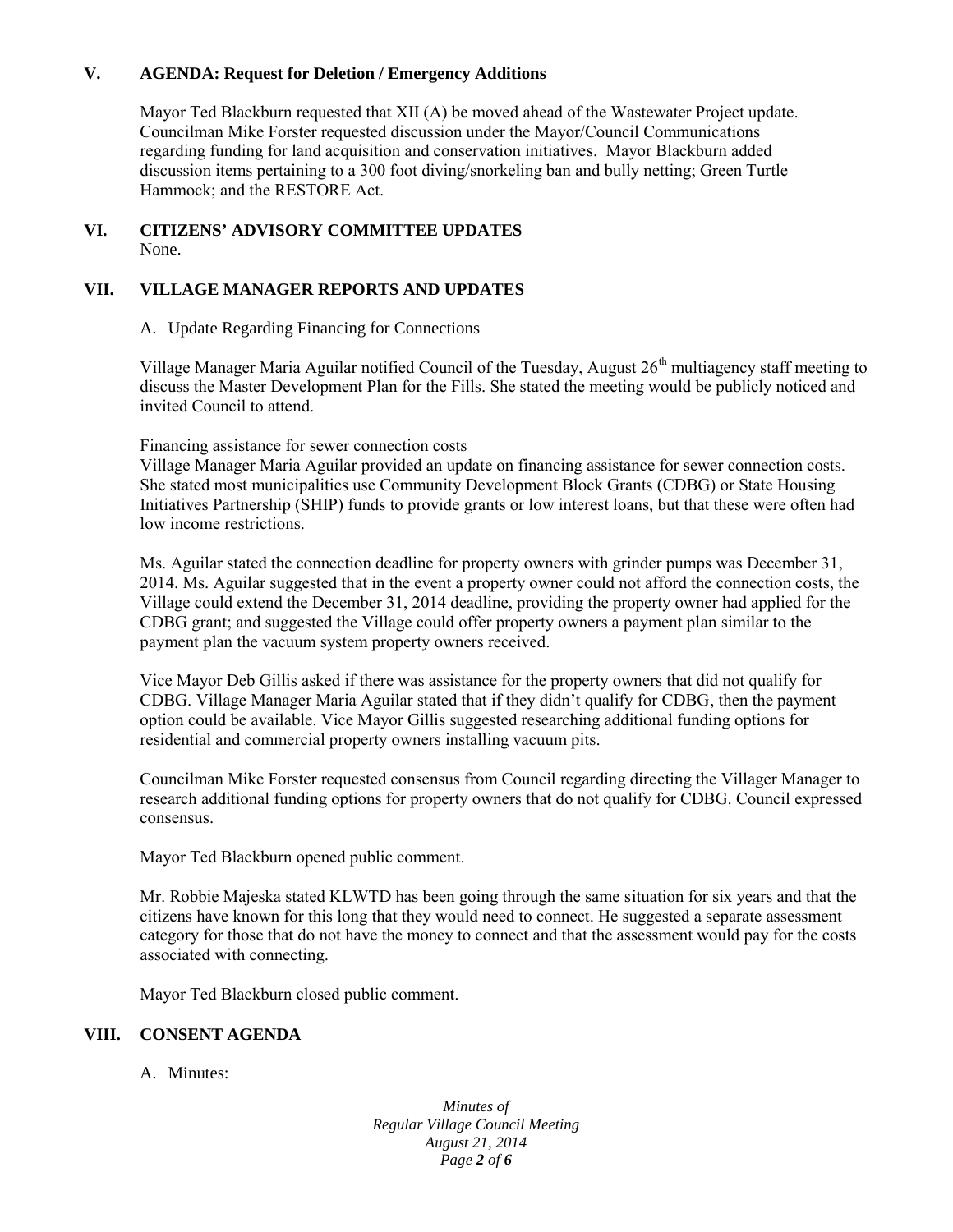## V. AGENDA: Request for Deletion / Emergency Additions

Mayor Ted Blackburn requested that XII (A) be moved ahead of the Wastewater Project update. Councilman Mike Forster requested discussion under the Mayor/Council Communications regarding funding for land acquisition and conservation initiatives. Mayor Blackburn added discussion items pertaining to a 300 foot diving/snorkeling ban and bully netting; Green Turtle Hammock; and the RESTORE Act.

## VI. CITIZENS' ADVISORY COMMITTEE UPDATES

None.

## VII. VILLAGE MANAGER REPORTS AND UPDATES

A. Update Regarding Financing for Connections

Village Manager Maria Aguilar notified Council of the Tuesday, August 26th multiagency staff meeting to discuss the Master Development Plan for the Fills. She stated the meeting would be publicly noticed and invited Council to attend.

Financing assistance for sewer connection costs
Village Manager Maria Aguilar provided an update on financing assistance for sewer connection costs. She stated most municipalities use Community Development Block Grants (CDBG) or State Housing Initiatives Partnership (SHIP) funds to provide grants or low interest loans, but that these were often had low income restrictions.

Ms. Aguilar stated the connection deadline for property owners with grinder pumps was December 31, 2014. Ms. Aguilar suggested that in the event a property owner could not afford the connection costs, the Village could extend the December 31, 2014 deadline, providing the property owner had applied for the CDBG grant; and suggested the Village could offer property owners a payment plan similar to the payment plan the vacuum system property owners received.

Vice Mayor Deb Gillis asked if there was assistance for the property owners that did not qualify for CDBG. Village Manager Maria Aguilar stated that if they didn't qualify for CDBG, then the payment option could be available. Vice Mayor Gillis suggested researching additional funding options for residential and commercial property owners installing vacuum pits.

Councilman Mike Forster requested consensus from Council regarding directing the Villager Manager to research additional funding options for property owners that do not qualify for CDBG. Council expressed consensus.

Mayor Ted Blackburn opened public comment.

Mr. Robbie Majeska stated KLWTD has been going through the same situation for six years and that the citizens have known for this long that they would need to connect. He suggested a separate assessment category for those that do not have the money to connect and that the assessment would pay for the costs associated with connecting.

Mayor Ted Blackburn closed public comment.

## VIII. CONSENT AGENDA

A. Minutes: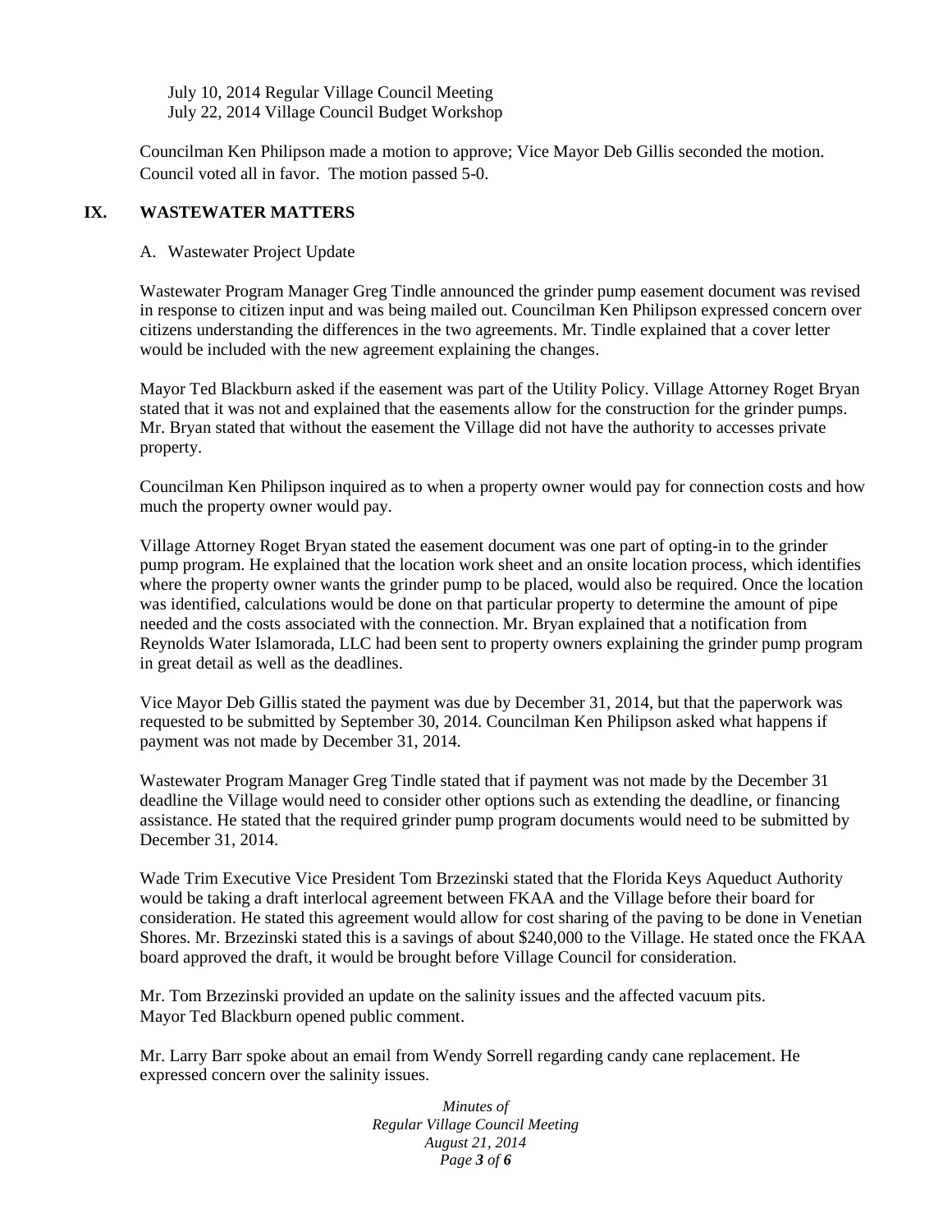July 10, 2014 Regular Village Council Meeting
July 22, 2014 Village Council Budget Workshop

Councilman Ken Philipson made a motion to approve; Vice Mayor Deb Gillis seconded the motion. Council voted all in favor. The motion passed 5-0.

## IX. WASTEWATER MATTERS

A. Wastewater Project Update

Wastewater Program Manager Greg Tindle announced the grinder pump easement document was revised in response to citizen input and was being mailed out. Councilman Ken Philipson expressed concern over citizens understanding the differences in the two agreements. Mr. Tindle explained that a cover letter would be included with the new agreement explaining the changes.

Mayor Ted Blackburn asked if the easement was part of the Utility Policy. Village Attorney Roget Bryan stated that it was not and explained that the easements allow for the construction for the grinder pumps. Mr. Bryan stated that without the easement the Village did not have the authority to accesses private property.

Councilman Ken Philipson inquired as to when a property owner would pay for connection costs and how much the property owner would pay.

Village Attorney Roget Bryan stated the easement document was one part of opting-in to the grinder pump program. He explained that the location work sheet and an onsite location process, which identifies where the property owner wants the grinder pump to be placed, would also be required. Once the location was identified, calculations would be done on that particular property to determine the amount of pipe needed and the costs associated with the connection. Mr. Bryan explained that a notification from Reynolds Water Islamorada, LLC had been sent to property owners explaining the grinder pump program in great detail as well as the deadlines.

Vice Mayor Deb Gillis stated the payment was due by December 31, 2014, but that the paperwork was requested to be submitted by September 30, 2014. Councilman Ken Philipson asked what happens if payment was not made by December 31, 2014.

Wastewater Program Manager Greg Tindle stated that if payment was not made by the December 31 deadline the Village would need to consider other options such as extending the deadline, or financing assistance. He stated that the required grinder pump program documents would need to be submitted by December 31, 2014.

Wade Trim Executive Vice President Tom Brzezinski stated that the Florida Keys Aqueduct Authority would be taking a draft interlocal agreement between FKAA and the Village before their board for consideration. He stated this agreement would allow for cost sharing of the paving to be done in Venetian Shores. Mr. Brzezinski stated this is a savings of about $240,000 to the Village. He stated once the FKAA board approved the draft, it would be brought before Village Council for consideration.

Mr. Tom Brzezinski provided an update on the salinity issues and the affected vacuum pits.
Mayor Ted Blackburn opened public comment.

Mr. Larry Barr spoke about an email from Wendy Sorrell regarding candy cane replacement. He expressed concern over the salinity issues.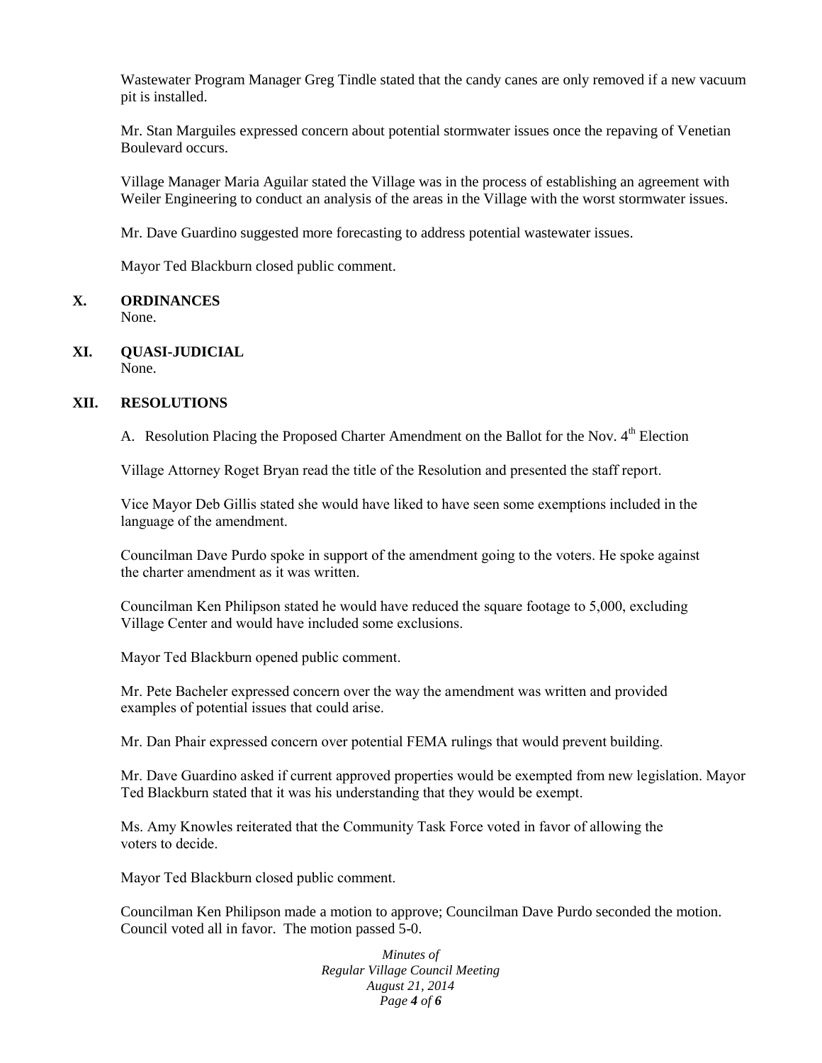Wastewater Program Manager Greg Tindle stated that the candy canes are only removed if a new vacuum pit is installed.

Mr. Stan Marguiles expressed concern about potential stormwater issues once the repaving of Venetian Boulevard occurs.

Village Manager Maria Aguilar stated the Village was in the process of establishing an agreement with Weiler Engineering to conduct an analysis of the areas in the Village with the worst stormwater issues.

Mr. Dave Guardino suggested more forecasting to address potential wastewater issues.

Mayor Ted Blackburn closed public comment.

## X. ORDINANCES

None.

## XI. QUASI-JUDICIAL

None.

## XII. RESOLUTIONS

A. Resolution Placing the Proposed Charter Amendment on the Ballot for the Nov. 4th Election

Village Attorney Roget Bryan read the title of the Resolution and presented the staff report.

Vice Mayor Deb Gillis stated she would have liked to have seen some exemptions included in the language of the amendment.

Councilman Dave Purdo spoke in support of the amendment going to the voters. He spoke against the charter amendment as it was written.

Councilman Ken Philipson stated he would have reduced the square footage to 5,000, excluding Village Center and would have included some exclusions.

Mayor Ted Blackburn opened public comment.

Mr. Pete Bacheler expressed concern over the way the amendment was written and provided examples of potential issues that could arise.

Mr. Dan Phair expressed concern over potential FEMA rulings that would prevent building.

Mr. Dave Guardino asked if current approved properties would be exempted from new legislation. Mayor Ted Blackburn stated that it was his understanding that they would be exempt.

Ms. Amy Knowles reiterated that the Community Task Force voted in favor of allowing the voters to decide.

Mayor Ted Blackburn closed public comment.

Councilman Ken Philipson made a motion to approve; Councilman Dave Purdo seconded the motion. Council voted all in favor. The motion passed 5-0.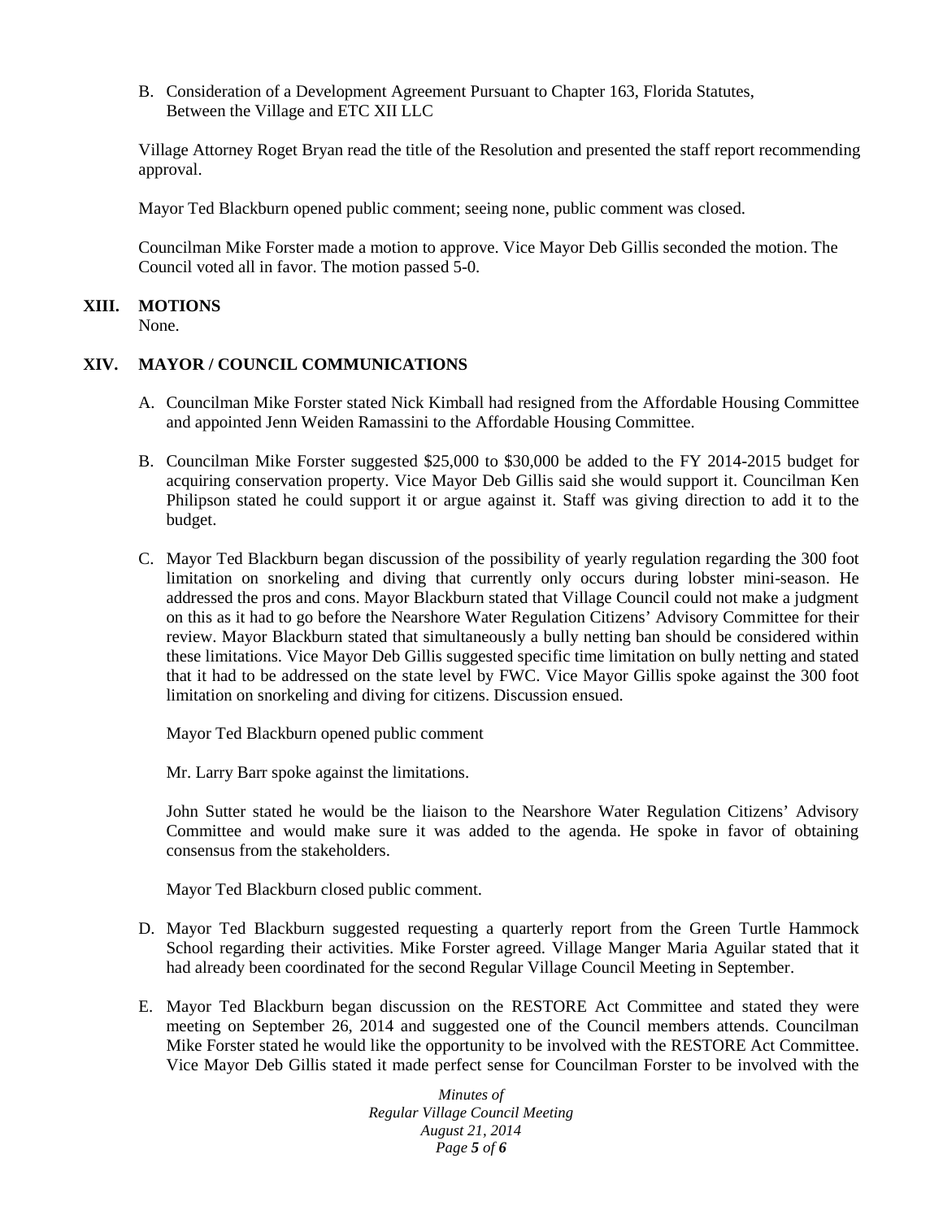B. Consideration of a Development Agreement Pursuant to Chapter 163, Florida Statutes, Between the Village and ETC XII LLC

Village Attorney Roget Bryan read the title of the Resolution and presented the staff report recommending approval.

Mayor Ted Blackburn opened public comment; seeing none, public comment was closed.

Councilman Mike Forster made a motion to approve. Vice Mayor Deb Gillis seconded the motion. The Council voted all in favor. The motion passed 5-0.

## XIII. MOTIONS

None.

## XIV. MAYOR / COUNCIL COMMUNICATIONS

A. Councilman Mike Forster stated Nick Kimball had resigned from the Affordable Housing Committee and appointed Jenn Weiden Ramassini to the Affordable Housing Committee.

B. Councilman Mike Forster suggested $25,000 to $30,000 be added to the FY 2014-2015 budget for acquiring conservation property. Vice Mayor Deb Gillis said she would support it. Councilman Ken Philipson stated he could support it or argue against it. Staff was giving direction to add it to the budget.

C. Mayor Ted Blackburn began discussion of the possibility of yearly regulation regarding the 300 foot limitation on snorkeling and diving that currently only occurs during lobster mini-season. He addressed the pros and cons. Mayor Blackburn stated that Village Council could not make a judgment on this as it had to go before the Nearshore Water Regulation Citizens' Advisory Committee for their review. Mayor Blackburn stated that simultaneously a bully netting ban should be considered within these limitations. Vice Mayor Deb Gillis suggested specific time limitation on bully netting and stated that it had to be addressed on the state level by FWC. Vice Mayor Gillis spoke against the 300 foot limitation on snorkeling and diving for citizens. Discussion ensued.

   Mayor Ted Blackburn opened public comment

   Mr. Larry Barr spoke against the limitations.

   John Sutter stated he would be the liaison to the Nearshore Water Regulation Citizens' Advisory Committee and would make sure it was added to the agenda. He spoke in favor of obtaining consensus from the stakeholders.

   Mayor Ted Blackburn closed public comment.

D. Mayor Ted Blackburn suggested requesting a quarterly report from the Green Turtle Hammock School regarding their activities. Mike Forster agreed. Village Manger Maria Aguilar stated that it had already been coordinated for the second Regular Village Council Meeting in September.

E. Mayor Ted Blackburn began discussion on the RESTORE Act Committee and stated they were meeting on September 26, 2014 and suggested one of the Council members attends. Councilman Mike Forster stated he would like the opportunity to be involved with the RESTORE Act Committee. Vice Mayor Deb Gillis stated it made perfect sense for Councilman Forster to be involved with the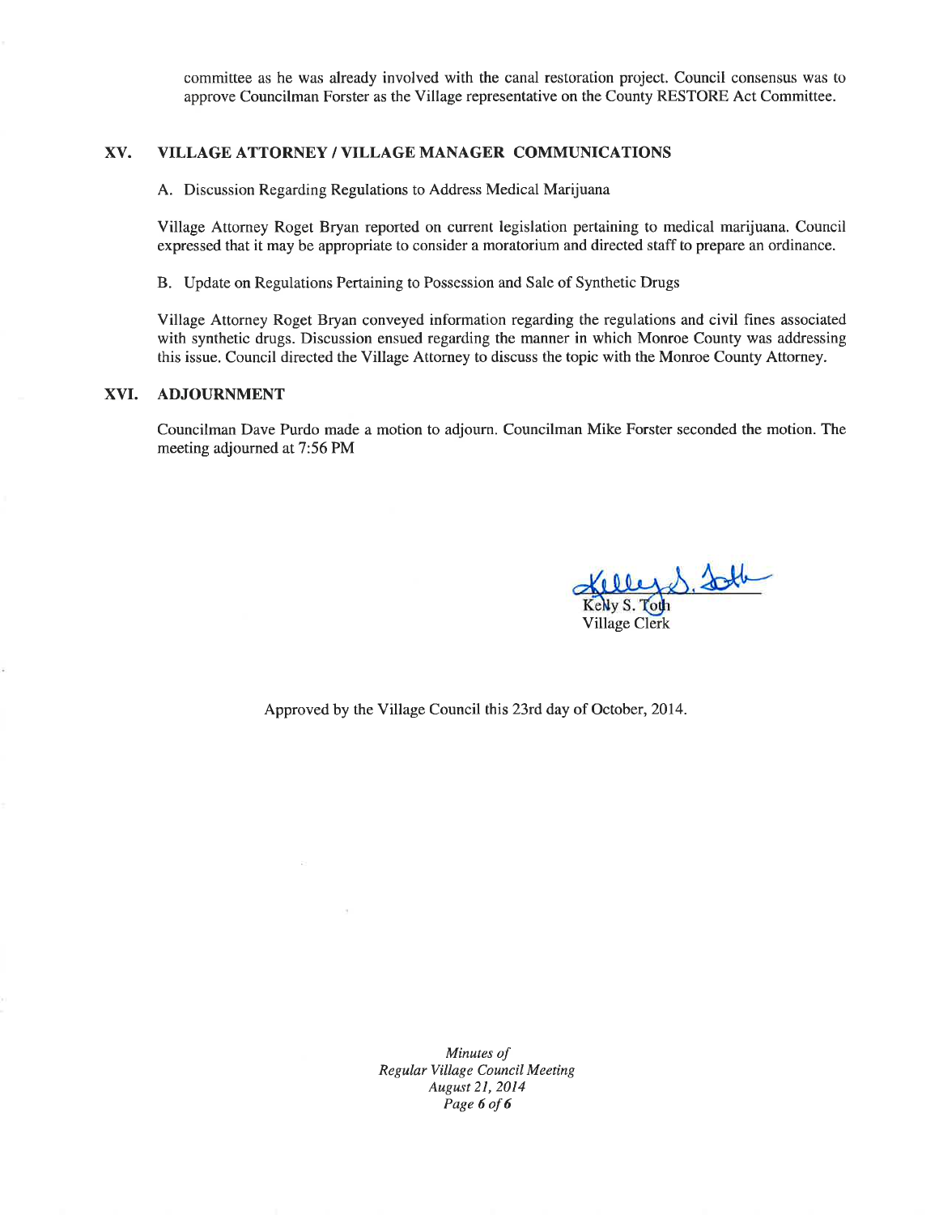committee as he was already involved with the canal restoration project. Council consensus was to approve Councilman Forster as the Village representative on the County RESTORE Act Committee.

## XV. VILLAGE ATTORNEY / VILLAGE MANAGER COMMUNICATIONS

A. Discussion Regarding Regulations to Address Medical Marijuana

Village Attorney Roget Bryan reported on current legislation pertaining to medical marijuana. Council expressed that it may be appropriate to consider a moratorium and directed staff to prepare an ordinance.

B. Update on Regulations Pertaining to Possession and Sale of Synthetic Drugs

Village Attorney Roget Bryan conveyed information regarding the regulations and civil fines associated with synthetic drugs. Discussion ensued regarding the manner in which Monroe County was addressing this issue. Council directed the Village Attorney to discuss the topic with the Monroe County Attorney.

## XVI. ADJOURNMENT

Councilman Dave Purdo made a motion to adjourn. Councilman Mike Forster seconded the motion. The meeting adjourned at 7:56 PM

Kelly S. Toth
Village Clerk

Approved by the Village Council this 23rd day of October, 2014.

*Minutes of*
*Regular Village Council Meeting*
*August 21, 2014*